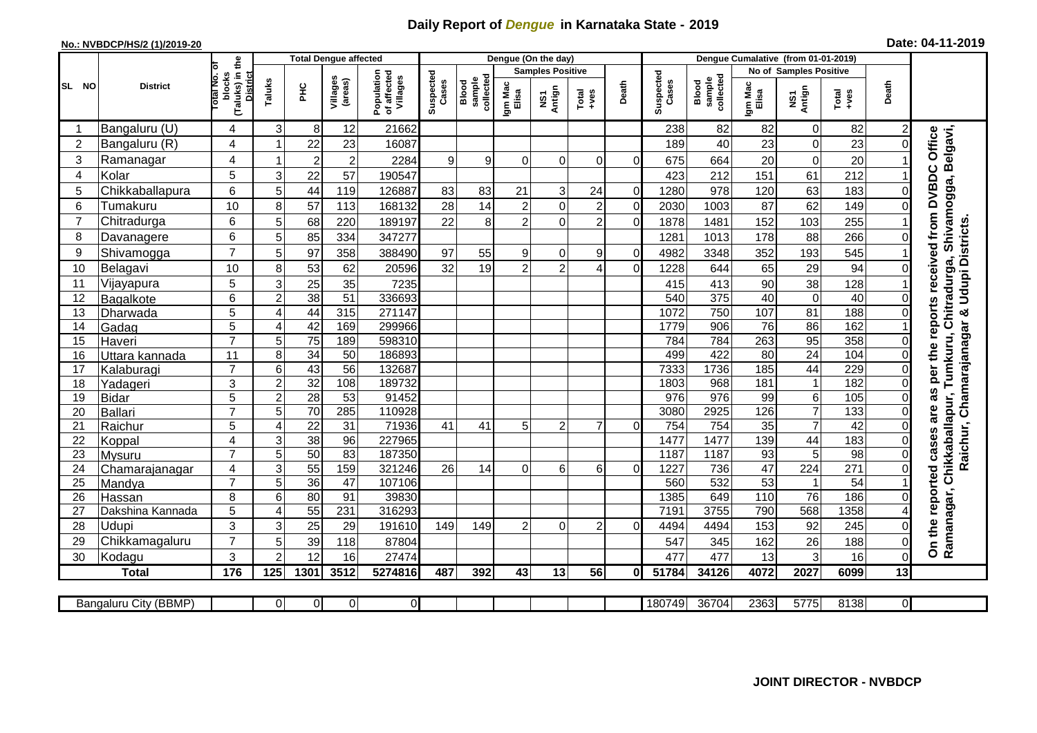# Daily Report of *Dengue* in Karnataka State - 2019

**No.: NVBDCP/HS/2 (1)/2019-20**

**Date: 04-11-2019**

| SL NO | District | Total No. of blocks (Taluks) in the District | Total Dengue affected | | | | Dengue (On the day) | | | | | | Dengue Cumalative (from 01-01-2019) | | | | | | |
|---|---|---|---|---|---|---|---|---|---|---|---|---|---|---|---|---|---|---|---|
| | | | Taluks | PHC | Villages (areas) | Population of affected Villages | Suspected Cases | Blood sample collected | Samples Positive | | | Death | Suspected Cases | Blood sample collected | No of Samples Positive | | | Death | |
| | | | | | | | | | Igm Mac Elisa | NS1 Antign | Total +ves | | | | Igm Mac Elisa | NS1 Antign | Total +ves | | |
| 1 | Bangaluru (U) | 4 | 3 | 8 | 12 | 21662 | | | | | | | 238 | 82 | 82 | 0 | 82 | 2 | On the reported cases are as per the reports received from DVBDC Office Ramanagar, Chikkaballapur, Tumkuru, Chitradurga, Shivamogga, Belgavi, Raichur, Chamarajanagar & Udupi Districts. |
| 2 | Bangaluru (R) | 4 | 1 | 22 | 23 | 16087 | | | | | | | 189 | 40 | 23 | 0 | 23 | 0 | |
| 3 | Ramanagar | 4 | 1 | 2 | 2 | 2284 | 9 | 9 | 0 | 0 | 0 | 0 | 675 | 664 | 20 | 0 | 20 | 1 | |
| 4 | Kolar | 5 | 3 | 22 | 57 | 190547 | | | | | | | 423 | 212 | 151 | 61 | 212 | 1 | |
| 5 | Chikkaballapura | 6 | 5 | 44 | 119 | 126887 | 83 | 83 | 21 | 3 | 24 | 0 | 1280 | 978 | 120 | 63 | 183 | 0 | |
| 6 | Tumakuru | 10 | 8 | 57 | 113 | 168132 | 28 | 14 | 2 | 0 | 2 | 0 | 2030 | 1003 | 87 | 62 | 149 | 0 | |
| 7 | Chitradurga | 6 | 5 | 68 | 220 | 189197 | 22 | 8 | 2 | 0 | 2 | 0 | 1878 | 1481 | 152 | 103 | 255 | 1 | |
| 8 | Davanagere | 6 | 5 | 85 | 334 | 347277 | | | | | | | 1281 | 1013 | 178 | 88 | 266 | 0 | |
| 9 | Shivamogga | 7 | 5 | 97 | 358 | 388490 | 97 | 55 | 9 | 0 | 9 | 0 | 4982 | 3348 | 352 | 193 | 545 | 1 | |
| 10 | Belagavi | 10 | 8 | 53 | 62 | 20596 | 32 | 19 | 2 | 2 | 4 | 0 | 1228 | 644 | 65 | 29 | 94 | 0 | |
| 11 | Vijayapura | 5 | 3 | 25 | 35 | 7235 | | | | | | | 415 | 413 | 90 | 38 | 128 | 1 | |
| 12 | Bagalkote | 6 | 2 | 38 | 51 | 336693 | | | | | | | 540 | 375 | 40 | 0 | 40 | 0 | |
| 13 | Dharwada | 5 | 4 | 44 | 315 | 271147 | | | | | | | 1072 | 750 | 107 | 81 | 188 | 0 | |
| 14 | Gadag | 5 | 4 | 42 | 169 | 299966 | | | | | | | 1779 | 906 | 76 | 86 | 162 | 1 | |
| 15 | Haveri | 7 | 5 | 75 | 189 | 598310 | | | | | | | 784 | 784 | 263 | 95 | 358 | 0 | |
| 16 | Uttara kannada | 11 | 8 | 34 | 50 | 186893 | | | | | | | 499 | 422 | 80 | 24 | 104 | 0 | |
| 17 | Kalaburagi | 7 | 6 | 43 | 56 | 132687 | | | | | | | 7333 | 1736 | 185 | 44 | 229 | 0 | |
| 18 | Yadageri | 3 | 2 | 32 | 108 | 189732 | | | | | | | 1803 | 968 | 181 | 1 | 182 | 0 | |
| 19 | Bidar | 5 | 2 | 28 | 53 | 91452 | | | | | | | 976 | 976 | 99 | 6 | 105 | 0 | |
| 20 | Ballari | 7 | 5 | 70 | 285 | 110928 | | | | | | | 3080 | 2925 | 126 | 7 | 133 | 0 | |
| 21 | Raichur | 5 | 4 | 22 | 31 | 71936 | 41 | 41 | 5 | 2 | 7 | 0 | 754 | 754 | 35 | 7 | 42 | 0 | |
| 22 | Koppal | 4 | 3 | 38 | 96 | 227965 | | | | | | | 1477 | 1477 | 139 | 44 | 183 | 0 | |
| 23 | Mysuru | 7 | 5 | 50 | 83 | 187350 | | | | | | | 1187 | 1187 | 93 | 5 | 98 | 0 | |
| 24 | Chamarajanagar | 4 | 3 | 55 | 159 | 321246 | 26 | 14 | 0 | 6 | 6 | 0 | 1227 | 736 | 47 | 224 | 271 | 0 | |
| 25 | Mandya | 7 | 5 | 36 | 47 | 107106 | | | | | | | 560 | 532 | 53 | 1 | 54 | 1 | |
| 26 | Hassan | 8 | 6 | 80 | 91 | 39830 | | | | | | | 1385 | 649 | 110 | 76 | 186 | 0 | |
| 27 | Dakshina Kannada | 5 | 4 | 55 | 231 | 316293 | | | | | | | 7191 | 3755 | 790 | 568 | 1358 | 4 | |
| 28 | Udupi | 3 | 3 | 25 | 29 | 191610 | 149 | 149 | 2 | 0 | 2 | 0 | 4494 | 4494 | 153 | 92 | 245 | 0 | |
| 29 | Chikkamagaluru | 7 | 5 | 39 | 118 | 87804 | | | | | | | 547 | 345 | 162 | 26 | 188 | 0 | |
| 30 | Kodagu | 3 | 2 | 12 | 16 | 27474 | | | | | | | 477 | 477 | 13 | 3 | 16 | 0 | |
| | **Total** | **176** | **125** | **1301** | **3512** | **5274816** | **487** | **392** | **43** | **13** | **56** | **0** | **51784** | **34126** | **4072** | **2027** | **6099** | **13** | |

| Bangaluru City (BBMP) | | 0 | 0 | 0 | 0 | | | | | | | 180749 | 36704 | 2363 | 5775 | 8138 | 0 |
|---|---|---|---|---|---|---|---|---|---|---|---|---|---|---|---|---|---|

**JOINT DIRECTOR - NVBDCP**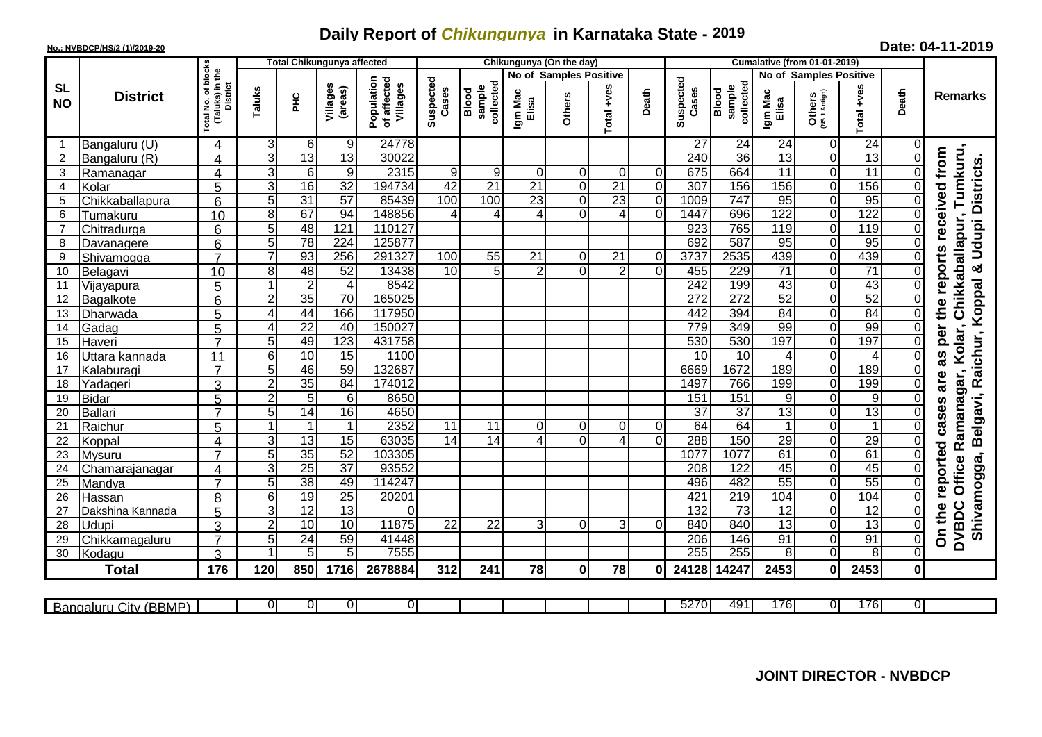# Daily Report of *Chikungunya* in Karnataka State - 2019

**No.: NVBDCP/HS/2 (1)/2019-20**

**Date: 04-11-2019**

| SL NO | District | Total No. of blocks (Taluks) in the District | Total Chikungunya affected | | | | Chikungunya (On the day) | | | | | | | Cumalative (from 01-01-2019) | | | | | | | Remarks |
|---|---|---|---|---|---|---|---|---|---|---|---|---|---|---|---|---|---|---|---|---|---|
| | | | Taluks | PHC | Villages (areas) | Population of affected Villages | Suspected Cases | Blood sample collected | No of Samples Positive | | | Death | Suspected Cases | Blood sample collected | No of Samples Positive | | | Death | |
| | | | | | | | | | Igm Mac Elisa | Others | Total +ves | | | | Igm Mac Elisa | Others (NS 1 Antign) | Total +ves | | |
| 1 | Bangaluru (U) | 4 | 3 | 6 | 9 | 24778 | | | | | | | 27 | 24 | 24 | 0 | 24 | 0 | On the reported cases are as per the reports received from DVBDC Office Ramanagar, Kolar, Chikkaballapur, Tumkuru, Shivamogga, Belgavi, Raichur, Koppal & Udupi Districts. |
| 2 | Bangaluru (R) | 4 | 3 | 13 | 13 | 30022 | | | | | | | 240 | 36 | 13 | 0 | 13 | 0 | |
| 3 | Ramanagar | 4 | 3 | 6 | 9 | 2315 | 9 | 9 | 0 | 0 | 0 | 0 | 675 | 664 | 11 | 0 | 11 | 0 | |
| 4 | Kolar | 5 | 3 | 16 | 32 | 194734 | 42 | 21 | 21 | 0 | 21 | 0 | 307 | 156 | 156 | 0 | 156 | 0 | |
| 5 | Chikkaballapura | 6 | 5 | 31 | 57 | 85439 | 100 | 100 | 23 | 0 | 23 | 0 | 1009 | 747 | 95 | 0 | 95 | 0 | |
| 6 | Tumakuru | 10 | 8 | 67 | 94 | 148856 | 4 | 4 | 4 | 0 | 4 | 0 | 1447 | 696 | 122 | 0 | 122 | 0 | |
| 7 | Chitradurga | 6 | 5 | 48 | 121 | 110127 | | | | | | | 923 | 765 | 119 | 0 | 119 | 0 | |
| 8 | Davanagere | 6 | 5 | 78 | 224 | 125877 | | | | | | | 692 | 587 | 95 | 0 | 95 | 0 | |
| 9 | Shivamogga | 7 | 7 | 93 | 256 | 291327 | 100 | 55 | 21 | 0 | 21 | 0 | 3737 | 2535 | 439 | 0 | 439 | 0 | |
| 10 | Belagavi | 10 | 8 | 48 | 52 | 13438 | 10 | 5 | 2 | 0 | 2 | 0 | 455 | 229 | 71 | 0 | 71 | 0 | |
| 11 | Vijayapura | 5 | 1 | 2 | 4 | 8542 | | | | | | | 242 | 199 | 43 | 0 | 43 | 0 | |
| 12 | Bagalkote | 6 | 2 | 35 | 70 | 165025 | | | | | | | 272 | 272 | 52 | 0 | 52 | 0 | |
| 13 | Dharwada | 5 | 4 | 44 | 166 | 117950 | | | | | | | 442 | 394 | 84 | 0 | 84 | 0 | |
| 14 | Gadag | 5 | 4 | 22 | 40 | 150027 | | | | | | | 779 | 349 | 99 | 0 | 99 | 0 | |
| 15 | Haveri | 7 | 5 | 49 | 123 | 431758 | | | | | | | 530 | 530 | 197 | 0 | 197 | 0 | |
| 16 | Uttara kannada | 11 | 6 | 10 | 15 | 1100 | | | | | | | 10 | 10 | 4 | 0 | 4 | 0 | |
| 17 | Kalaburagi | 7 | 5 | 46 | 59 | 132687 | | | | | | | 6669 | 1672 | 189 | 0 | 189 | 0 | |
| 18 | Yadageri | 3 | 2 | 35 | 84 | 174012 | | | | | | | 1497 | 766 | 199 | 0 | 199 | 0 | |
| 19 | Bidar | 5 | 2 | 5 | 6 | 8650 | | | | | | | 151 | 151 | 9 | 0 | 9 | 0 | |
| 20 | Ballari | 7 | 5 | 14 | 16 | 4650 | | | | | | | 37 | 37 | 13 | 0 | 13 | 0 | |
| 21 | Raichur | 5 | 1 | 1 | 1 | 2352 | 11 | 11 | 0 | 0 | 0 | 0 | 64 | 64 | 1 | 0 | 1 | 0 | |
| 22 | Koppal | 4 | 3 | 13 | 15 | 63035 | 14 | 14 | 4 | 0 | 4 | 0 | 288 | 150 | 29 | 0 | 29 | 0 | |
| 23 | Mysuru | 7 | 5 | 35 | 52 | 103305 | | | | | | | 1077 | 1077 | 61 | 0 | 61 | 0 | |
| 24 | Chamarajanagar | 4 | 3 | 25 | 37 | 93552 | | | | | | | 208 | 122 | 45 | 0 | 45 | 0 | |
| 25 | Mandya | 7 | 5 | 38 | 49 | 114247 | | | | | | | 496 | 482 | 55 | 0 | 55 | 0 | |
| 26 | Hassan | 8 | 6 | 19 | 25 | 20201 | | | | | | | 421 | 219 | 104 | 0 | 104 | 0 | |
| 27 | Dakshina Kannada | 5 | 3 | 12 | 13 | 0 | | | | | | | 132 | 73 | 12 | 0 | 12 | 0 | |
| 28 | Udupi | 3 | 2 | 10 | 10 | 11875 | 22 | 22 | 3 | 0 | 3 | 0 | 840 | 840 | 13 | 0 | 13 | 0 | |
| 29 | Chikkamagaluru | 7 | 5 | 24 | 59 | 41448 | | | | | | | 206 | 146 | 91 | 0 | 91 | 0 | |
| 30 | Kodagu | 3 | 1 | 5 | 5 | 7555 | | | | | | | 255 | 255 | 8 | 0 | 8 | 0 | |
| **Total** | | **176** | **120** | **850** | **1716** | **2678884** | **312** | **241** | **78** | **0** | **78** | **0** | **24128** | **14247** | **2453** | **0** | **2453** | **0** | |

| | | | | | | | | | | | | | | | | | | |
|---|---|---|---|---|---|---|---|---|---|---|---|---|---|---|---|---|---|---|
| Bangaluru City (BBMP) | | 0 | 0 | 0 | 0 | | | | | | | 5270 | 491 | 176 | 0 | 176 | 0 | |

**JOINT DIRECTOR - NVBDCP**